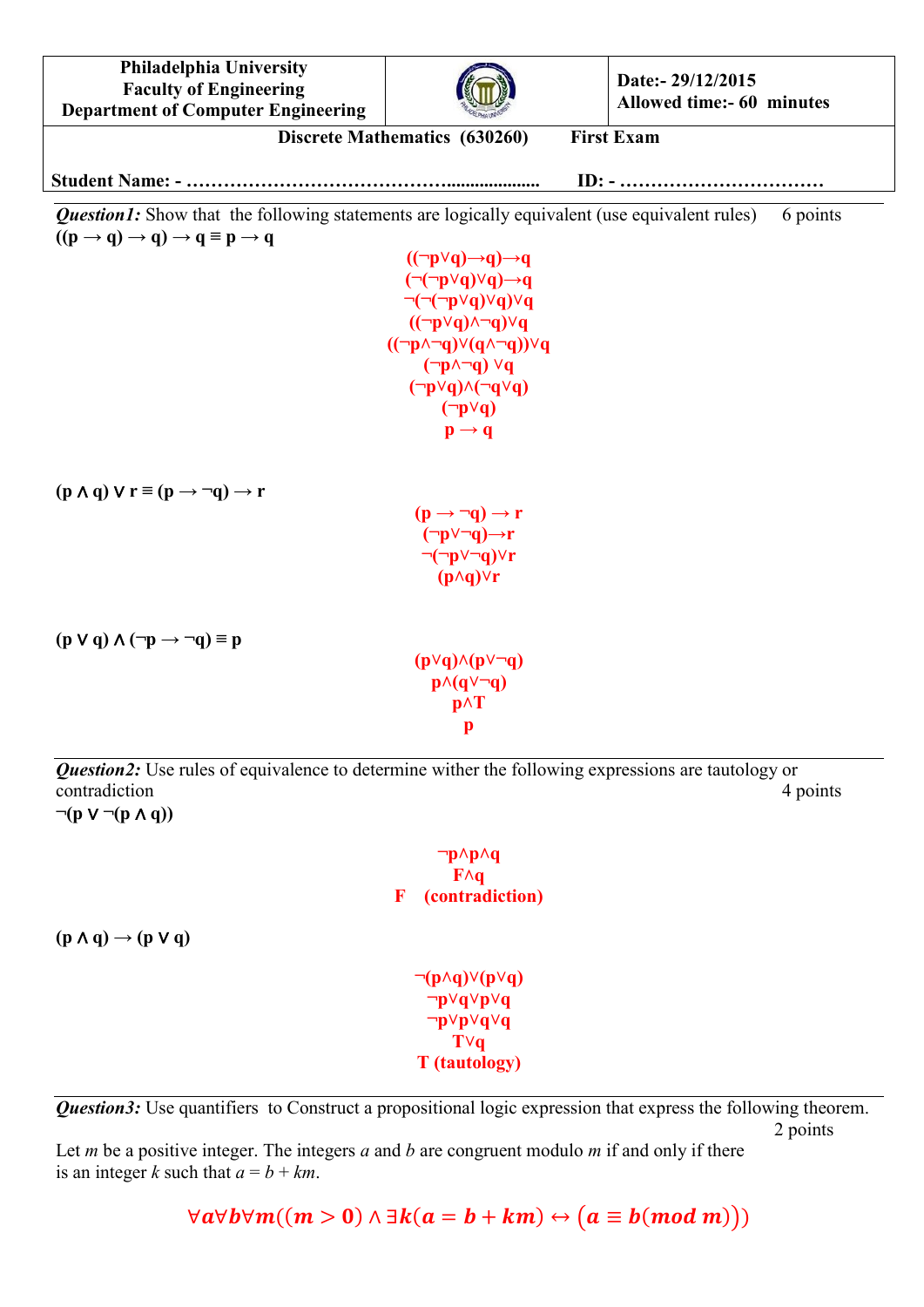| Philadelphia University<br>Faculty of Engineering<br>Department of Computer Engineering | | Date:- 29/12/2015<br>Allowed time:- 60 minutes |
|---|---|---|

**Discrete Mathematics (630260) First Exam**

**Student Name: - …………………………………….................... ID: - ……………………………**

***Question1:*** Show that the following statements are logically equivalent (use equivalent rules) 6 points

**$((p \rightarrow q) \rightarrow q) \rightarrow q \equiv p \rightarrow q$**

$$((\neg p \vee q) \rightarrow q) \rightarrow q$$
$$(\neg(\neg p \vee q) \vee q) \rightarrow q$$
$$\neg(\neg(\neg p \vee q) \vee q) \vee q$$
$$((\neg p \vee q) \wedge \neg q) \vee q$$
$$((\neg p \wedge \neg q) \vee (q \wedge \neg q)) \vee q$$
$$(\neg p \wedge \neg q) \vee q$$
$$(\neg p \vee q) \wedge (\neg q \vee q)$$
$$(\neg p \vee q)$$
$$p \rightarrow q$$

**$(p \wedge q) \vee r \equiv (p \rightarrow \neg q) \rightarrow r$**

$$(p \rightarrow \neg q) \rightarrow r$$
$$(\neg p \vee \neg q) \rightarrow r$$
$$\neg(\neg p \vee \neg q) \vee r$$
$$(p \wedge q) \vee r$$

**$(p \vee q) \wedge (\neg p \rightarrow \neg q) \equiv p$**

$$(p \vee q) \wedge (p \vee \neg q)$$
$$p \wedge (q \vee \neg q)$$
$$p \wedge T$$
$$p$$

***Question2:*** Use rules of equivalence to determine wither the following expressions are tautology or contradiction 4 points

**$\neg(p \vee \neg(p \wedge q))$**

$$\neg p \wedge p \wedge q$$
$$F \wedge q$$
$$F \quad \text{(contradiction)}$$

**$(p \wedge q) \rightarrow (p \vee q)$**

$$\neg(p \wedge q) \vee (p \vee q)$$
$$\neg p \vee q \vee p \vee q$$
$$\neg p \vee p \vee q \vee q$$
$$T \vee q$$
$$T \quad \text{(tautology)}$$

***Question3:*** Use quantifiers to Construct a propositional logic expression that express the following theorem. 2 points

Let *m* be a positive integer. The integers *a* and *b* are congruent modulo *m* if and only if there is an integer *k* such that *a* = *b* + *km*.

$$\forall a \forall b \forall m((m > 0) \wedge \exists k(a = b + km) \leftrightarrow (a \equiv b(mod\ m)))$$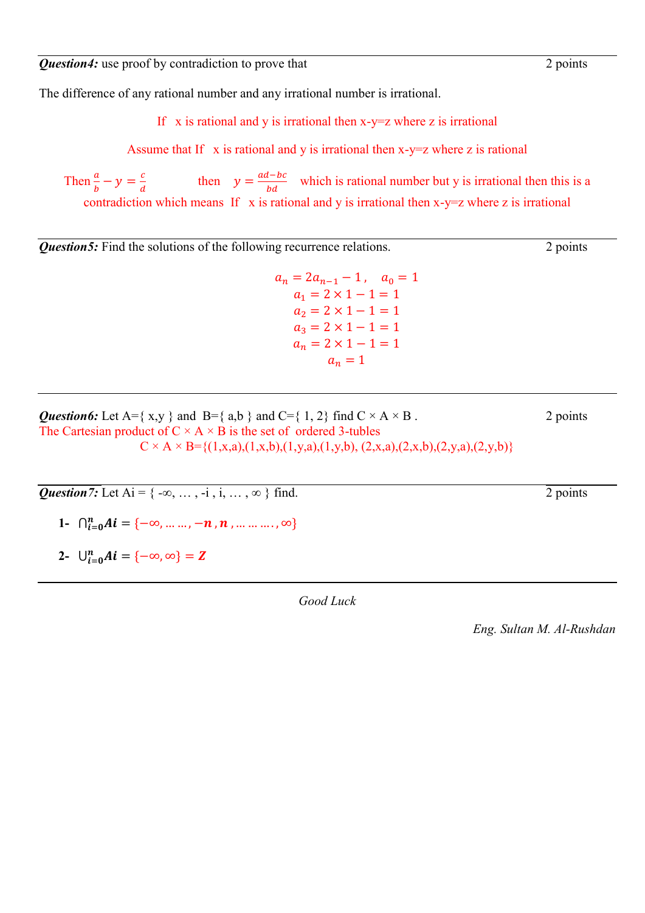***Question4:*** use proof by contradiction to prove that 2 points

The difference of any rational number and any irrational number is irrational.

If x is rational and y is irrational then x-y=z where z is irrational

Assume that If x is rational and y is irrational then x-y=z where z is rational

Then $\frac{a}{b} - y = \frac{c}{d}$ then $y = \frac{ad-bc}{bd}$ which is rational number but y is irrational then this is a contradiction which means If x is rational and y is irrational then x-y=z where z is irrational

---

***Question5:*** Find the solutions of the following recurrence relations. 2 points

$$a_n = 2a_{n-1} - 1, \quad a_0 = 1$$
$$a_1 = 2 \times 1 - 1 = 1$$
$$a_2 = 2 \times 1 - 1 = 1$$
$$a_3 = 2 \times 1 - 1 = 1$$
$$a_n = 2 \times 1 - 1 = 1$$
$$a_n = 1$$

---

***Question6:*** Let A={ x,y } and B={ a,b } and C={ 1, 2} find C × A × B . 2 points

The Cartesian product of C × A × B is the set of ordered 3-tubles

C × A × B={(1,x,a),(1,x,b),(1,y,a),(1,y,b), (2,x,a),(2,x,b),(2,y,a),(2,y,b)}

---

***Question7:*** Let Ai = { -∞, … , -i , i, … , ∞ } find. 2 points

1- $\bigcap_{i=0}^{n} Ai = \{-\infty, \dots\dots, -\boldsymbol{n}, \boldsymbol{n}, \dots\dots\dots, \infty\}$

2- $\bigcup_{i=0}^{n} Ai = \{-\infty, \infty\} = \boldsymbol{Z}$

---

*Good Luck*

*Eng. Sultan M. Al-Rushdan*